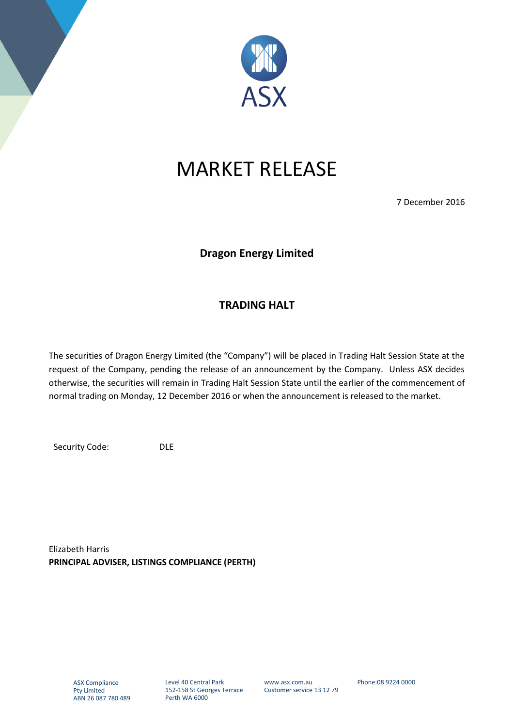# MARKET RELEASE

7 December 2016

## Dragon Energy Limited

### TRADING HALT

The securities of Dragon Energy Limited (the "Company") will be placed in Trading Halt Session State at the request of the Company, pending the release of an announcement by the Company. Unless ASX decides otherwise, the securities will remain in Trading Halt Session State until the earlier of the commencement of normal trading on Monday, 12 December 2016 or when the announcement is released to the market.

Security Code: DLE

Elizabeth Harris
**PRINCIPAL ADVISER, LISTINGS COMPLIANCE (PERTH)**

ASX Compliance Pty Limited
ABN 26 087 780 489

Level 40 Central Park
152-158 St Georges Terrace
Perth WA 6000

www.asx.com.au
Customer service 13 12 79

Phone:08 9224 0000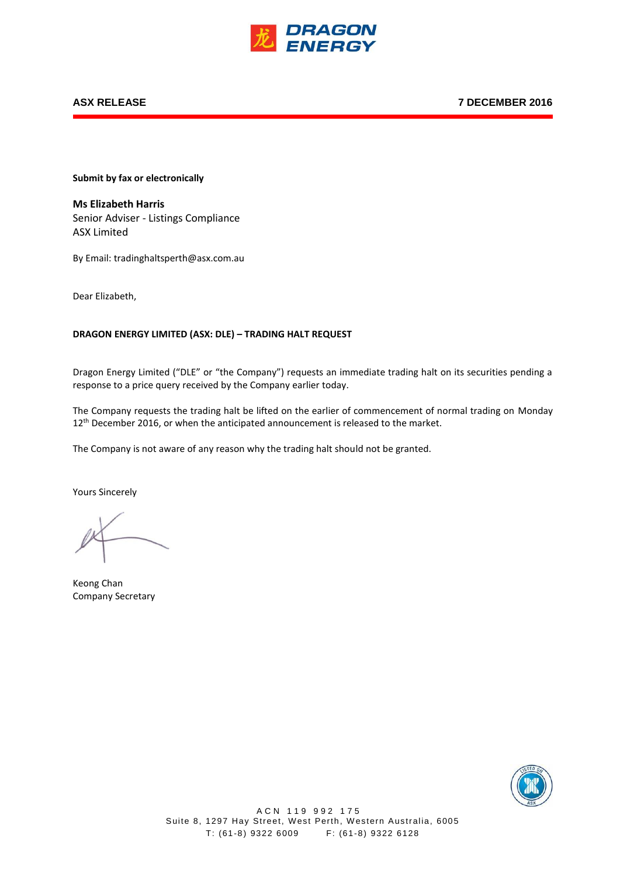**ASX RELEASE** **7 DECEMBER 2016**

**Submit by fax or electronically**

**Ms Elizabeth Harris**
Senior Adviser - Listings Compliance
ASX Limited

By Email: tradinghaltsperth@asx.com.au

Dear Elizabeth,

**DRAGON ENERGY LIMITED (ASX: DLE) – TRADING HALT REQUEST**

Dragon Energy Limited ("DLE" or "the Company") requests an immediate trading halt on its securities pending a response to a price query received by the Company earlier today.

The Company requests the trading halt be lifted on the earlier of commencement of normal trading on Monday 12th December 2016, or when the anticipated announcement is released to the market.

The Company is not aware of any reason why the trading halt should not be granted.

Yours Sincerely

Keong Chan
Company Secretary

ACN 119 992 175
Suite 8, 1297 Hay Street, West Perth, Western Australia, 6005
T: (61-8) 9322 6009 F: (61-8) 9322 6128